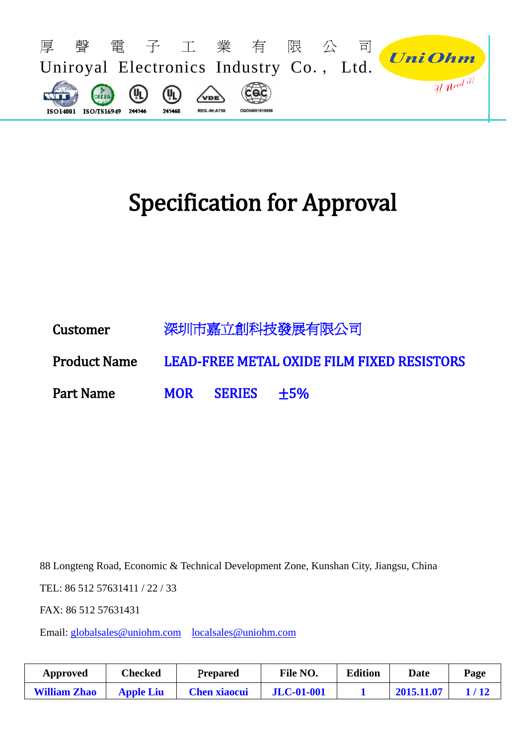厚 聲 電 子 工 業 有 限 公 司

Uniroyal Electronics Industry Co., Ltd.

UniOhm

U need it!

ISO14001 ISO/TS16949 244546 245468 REG.-Nr.A759 CQC04001010656

# Specification for Approval

**Customer** 深圳市嘉立創科技發展有限公司

**Product Name** LEAD-FREE METAL OXIDE FILM FIXED RESISTORS

**Part Name** MOR SERIES ±5%

88 Longteng Road, Economic & Technical Development Zone, Kunshan City, Jiangsu, China

TEL: 86 512 57631411 / 22 / 33

FAX: 86 512 57631431

Email: globalsales@uniohm.com localsales@uniohm.com

| Approved | Checked | Prepared | File NO. | Edition | Date | Page |
|---|---|---|---|---|---|---|
| William Zhao | Apple Liu | Chen xiaocui | JLC-01-001 | 1 | 2015.11.07 | 1 / 12 |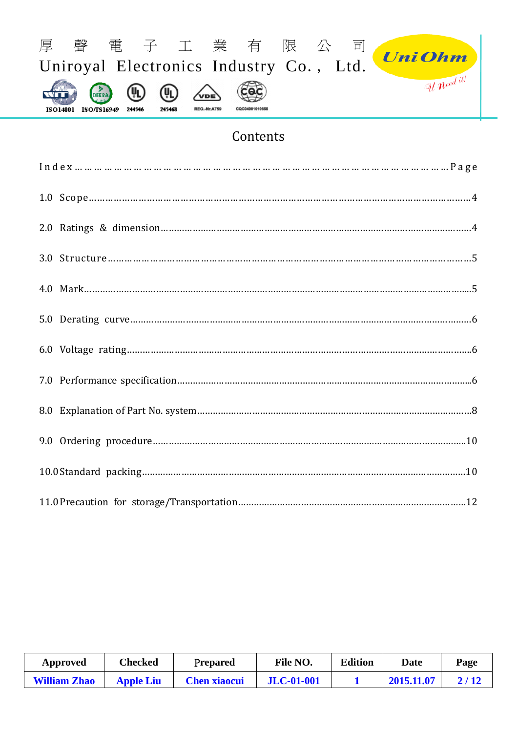# Contents

| Index | Page |
|---|---|
| 1.0 Scope | 4 |
| 2.0 Ratings & dimension | 4 |
| 3.0 Structure | 5 |
| 4.0 Mark | 5 |
| 5.0 Derating curve | 6 |
| 6.0 Voltage rating | 6 |
| 7.0 Performance specification | 6 |
| 8.0 Explanation of Part No. system | 8 |
| 9.0 Ordering procedure | 10 |
| 10.0 Standard packing | 10 |
| 11.0 Precaution for storage/Transportation | 12 |

| Approved | Checked | Prepared | File NO. | Edition | Date | Page |
|---|---|---|---|---|---|---|
| William Zhao | Apple Liu | Chen xiaocui | JLC-01-001 | 1 | 2015.11.07 | 2 / 12 |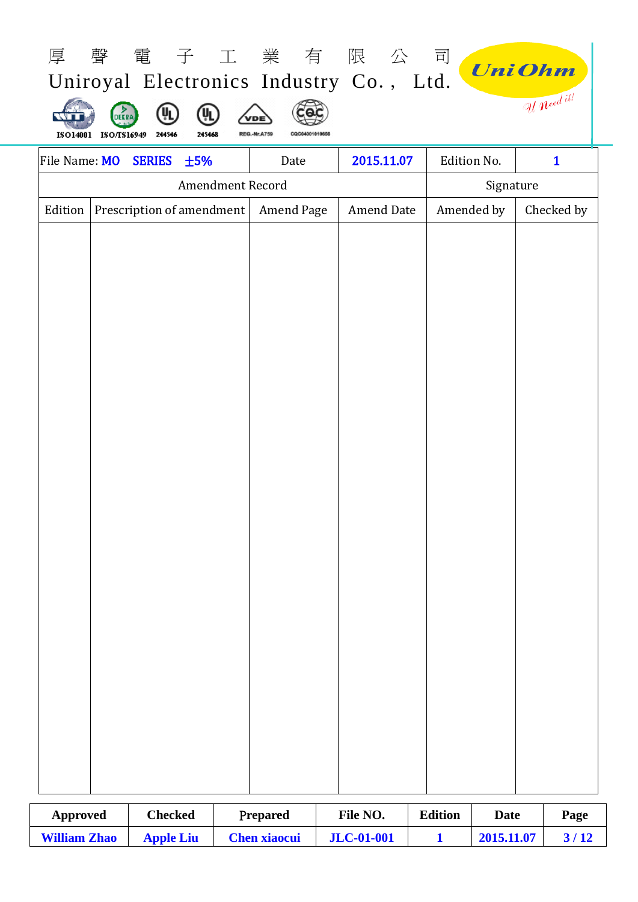厚　聲　電　子　工　業　有　限　公　司

Uniroyal Electronics Industry Co., Ltd.

UniOhm

ISO14001　ISO/TS16949　244546　245468　REG.-Nr.A759　CQC04001010658

| File Name: MO SERIES ±5% | | Date | 2015.11.07 | Edition No. | 1 |
|---|---|---|---|---|---|
| Amendment Record | | | | Signature | |
| Edition | Prescription of amendment | Amend Page | Amend Date | Amended by | Checked by |
| | | | | | |

| Approved | Checked | Prepared | File NO. | Edition | Date |
|---|---|---|---|---|---|
| William Zhao | Apple Liu | Chen xiaocui | JLC-01-001 | 1 | 2015.11.07 |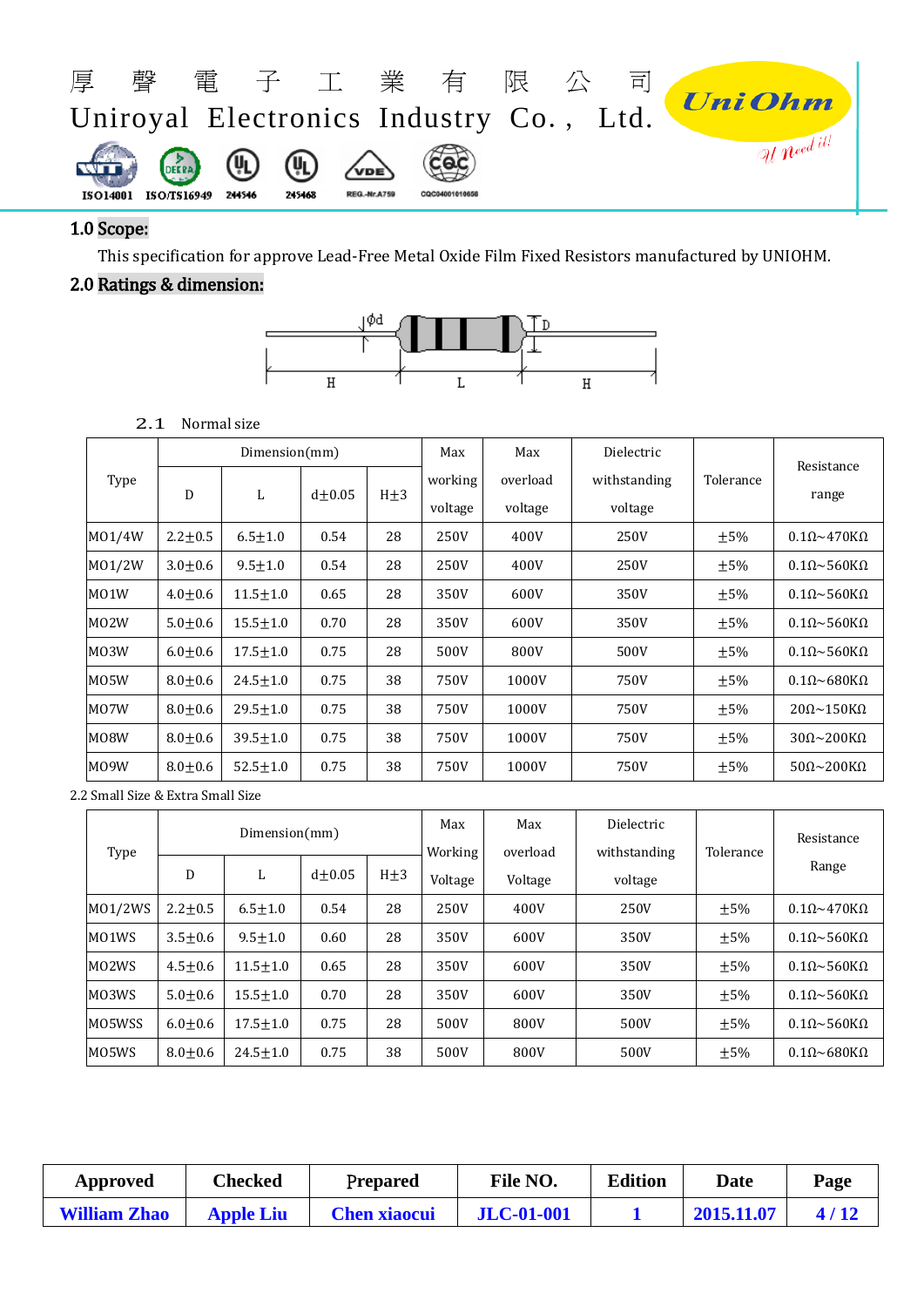厚 聲 電 子 工 業 有 限 公 司

Uniroyal Electronics Industry Co., Ltd.

ISO14001 ISO/TS16949 244546 245468 REG.-Nr.A759 CQC04001010658

## 1.0 Scope:

This specification for approve Lead-Free Metal Oxide Film Fixed Resistors manufactured by UNIOHM.

## 2.0 Ratings & dimension:

Φd D H L H

### 2.1 Normal size

| Type | Dimension(mm) | | | | Max working voltage | Max overload voltage | Dielectric withstanding voltage | Tolerance | Resistance range |
|---|---|---|---|---|---|---|---|---|---|
| | D | L | d±0.05 | H±3 | | | | | |
| MO1/4W | 2.2±0.5 | 6.5±1.0 | 0.54 | 28 | 250V | 400V | 250V | ±5% | 0.1Ω~470KΩ |
| MO1/2W | 3.0±0.6 | 9.5±1.0 | 0.54 | 28 | 250V | 400V | 250V | ±5% | 0.1Ω~560KΩ |
| MO1W | 4.0±0.6 | 11.5±1.0 | 0.65 | 28 | 350V | 600V | 350V | ±5% | 0.1Ω~560KΩ |
| MO2W | 5.0±0.6 | 15.5±1.0 | 0.70 | 28 | 350V | 600V | 350V | ±5% | 0.1Ω~560KΩ |
| MO3W | 6.0±0.6 | 17.5±1.0 | 0.75 | 28 | 500V | 800V | 500V | ±5% | 0.1Ω~560KΩ |
| MO5W | 8.0±0.6 | 24.5±1.0 | 0.75 | 38 | 750V | 1000V | 750V | ±5% | 0.1Ω~680KΩ |
| MO7W | 8.0±0.6 | 29.5±1.0 | 0.75 | 38 | 750V | 1000V | 750V | ±5% | 20Ω~150KΩ |
| MO8W | 8.0±0.6 | 39.5±1.0 | 0.75 | 38 | 750V | 1000V | 750V | ±5% | 30Ω~200KΩ |
| MO9W | 8.0±0.6 | 52.5±1.0 | 0.75 | 38 | 750V | 1000V | 750V | ±5% | 50Ω~200KΩ |

### 2.2 Small Size & Extra Small Size

| Type | Dimension(mm) | | | | Max Working Voltage | Max overload Voltage | Dielectric withstanding voltage | Tolerance | Resistance Range |
|---|---|---|---|---|---|---|---|---|---|
| | D | L | d±0.05 | H±3 | | | | | |
| MO1/2WS | 2.2±0.5 | 6.5±1.0 | 0.54 | 28 | 250V | 400V | 250V | ±5% | 0.1Ω~470KΩ |
| MO1WS | 3.5±0.6 | 9.5±1.0 | 0.60 | 28 | 350V | 600V | 350V | ±5% | 0.1Ω~560KΩ |
| MO2WS | 4.5±0.6 | 11.5±1.0 | 0.65 | 28 | 350V | 600V | 350V | ±5% | 0.1Ω~560KΩ |
| MO3WS | 5.0±0.6 | 15.5±1.0 | 0.70 | 28 | 350V | 600V | 350V | ±5% | 0.1Ω~560KΩ |
| MO5WSS | 6.0±0.6 | 17.5±1.0 | 0.75 | 28 | 500V | 800V | 500V | ±5% | 0.1Ω~560KΩ |
| MO5WS | 8.0±0.6 | 24.5±1.0 | 0.75 | 38 | 500V | 800V | 500V | ±5% | 0.1Ω~680KΩ |

| Approved | Checked | Prepared | File NO. | Edition | Date | Page |
|---|---|---|---|---|---|---|
| William Zhao | Apple Liu | Chen xiaocui | JLC-01-001 | 1 | 2015.11.07 | 4 / 12 |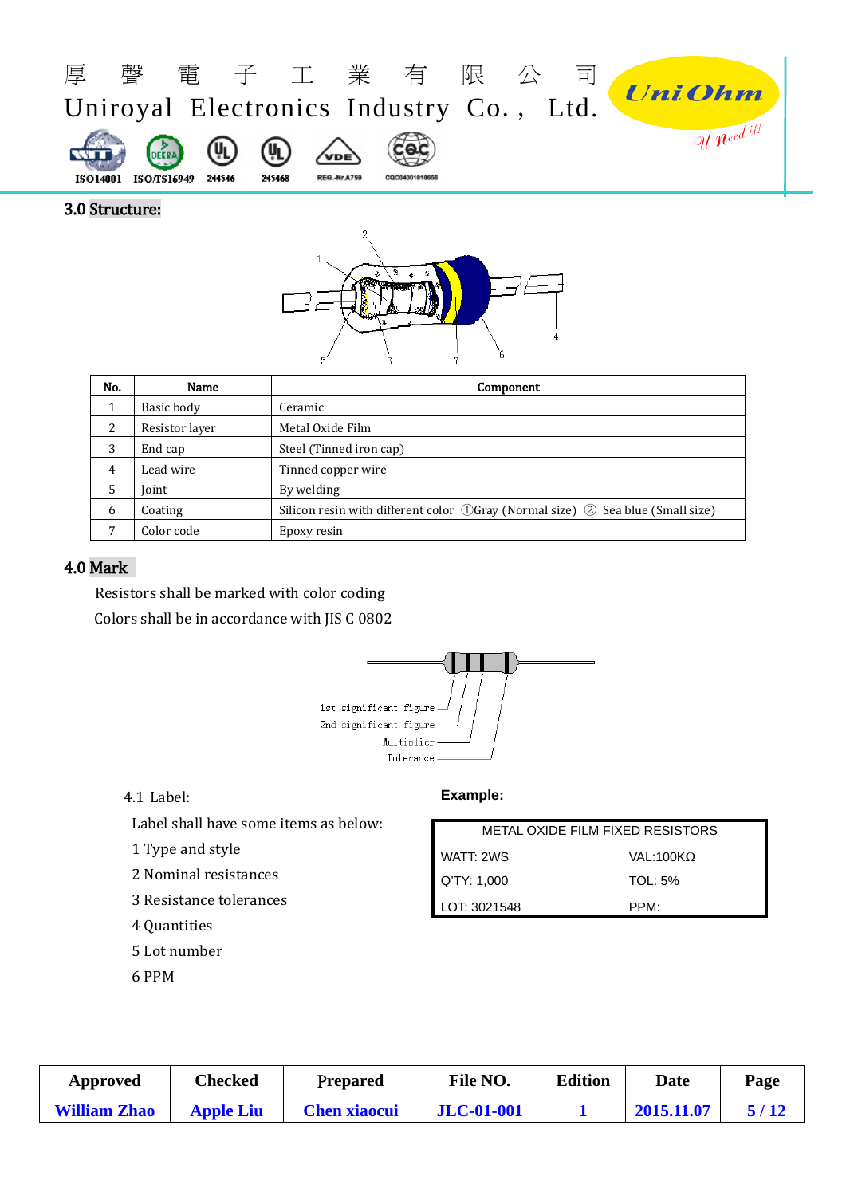## 3.0 Structure:

| No. | Name | Component |
|---|---|---|
| 1 | Basic body | Ceramic |
| 2 | Resistor layer | Metal Oxide Film |
| 3 | End cap | Steel (Tinned iron cap) |
| 4 | Lead wire | Tinned copper wire |
| 5 | Joint | By welding |
| 6 | Coating | Silicon resin with different color ①Gray (Normal size) ② Sea blue (Small size) |
| 7 | Color code | Epoxy resin |

## 4.0 Mark

Resistors shall be marked with color coding

Colors shall be in accordance with JIS C 0802

1st significant figure
2nd significant figure
Multiplier
Tolerance

4.1 Label:

Label shall have some items as below:

1 Type and style

2 Nominal resistances

3 Resistance tolerances

4 Quantities

5 Lot number

6 PPM

**Example:**

| METAL OXIDE FILM FIXED RESISTORS | |
|---|---|
| WATT: 2WS | VAL:100KΩ |
| Q'TY: 1,000 | TOL: 5% |
| LOT: 3021548 | PPM: |

| Approved | Checked | Prepared | File NO. | Edition | Date |
|---|---|---|---|---|---|
| William Zhao | Apple Liu | Chen xiaocui | JLC-01-001 | 1 | 2015.11.07 |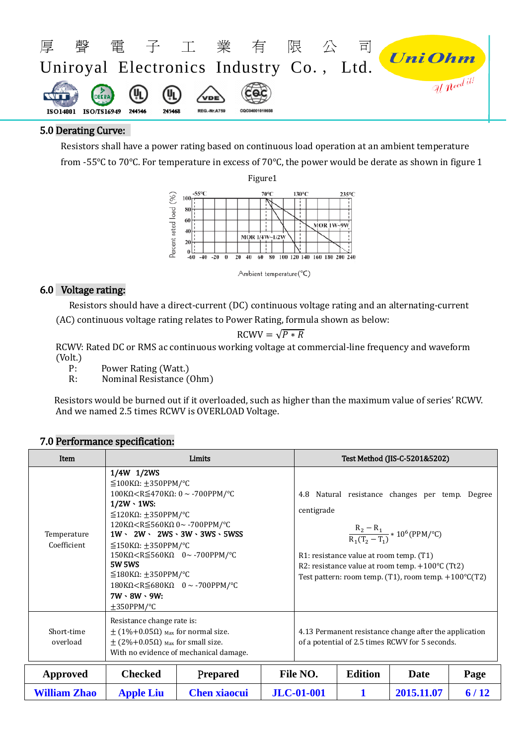## 5.0 Derating Curve:

Resistors shall have a power rating based on continuous load operation at an ambient temperature from -55℃ to 70℃. For temperature in excess of 70℃, the power would be derate as shown in figure 1

Figure1

## 6.0 Voltage rating:

Resistors should have a direct-current (DC) continuous voltage rating and an alternating-current (AC) continuous voltage rating relates to Power Rating, formula shown as below:

$$RCWV = \sqrt{P * R}$$

RCWV: Rated DC or RMS ac continuous working voltage at commercial-line frequency and waveform (Volt.)

P: Power Rating (Watt.)

R: Nominal Resistance (Ohm)

Resistors would be burned out if it overloaded, such as higher than the maximum value of series' RCWV. And we named 2.5 times RCWV is OVERLOAD Voltage.

## 7.0 Performance specification:

| Item | Limits | Test Method (JIS-C-5201&5202) |
|---|---|---|
| Temperature Coefficient | **1/4W 1/2WS**<br>≦100KΩ: ±350PPM/℃<br>100KΩ<R≦470KΩ: 0 ~ -700PPM/℃<br>**1/2W、1WS:**<br>≦120KΩ: ±350PPM/℃<br>120KΩ<R≦560KΩ 0~ -700PPM/℃<br>**1W、 2W、 2WS、3W、3WS、5WSS**<br>≦150KΩ: ±350PPM/℃<br>150KΩ<R≦560KΩ 0~ -700PPM/℃<br>**5W 5WS**<br>≦180KΩ: ±350PPM/℃<br>180KΩ<R≦680KΩ 0 ~ -700PPM/℃<br>**7W、8W、9W:**<br>±350PPM/℃ | 4.8 Natural resistance changes per temp. Degree centigrade<br>$\frac{R_2 - R_1}{R_1(T_2 - T_1)} * 10^6 (PPM/℃)$<br>R1: resistance value at room temp. (T1)<br>R2: resistance value at room temp. +100℃ (Tt2)<br>Test pattern: room temp. (T1), room temp. +100℃(T2) |
| Short-time overload | Resistance change rate is:<br>± (1%+0.05Ω) $_{Max}$ for normal size.<br>± (2%+0.05Ω) $_{Max}$ for small size.<br>With no evidence of mechanical damage. | 4.13 Permanent resistance change after the application of a potential of 2.5 times RCWV for 5 seconds. |

| Approved | Checked | Prepared | File NO. | Edition | Date |
|---|---|---|---|---|---|
| William Zhao | Apple Liu | Chen xiaocui | JLC-01-001 | 1 | 2015.11.07 |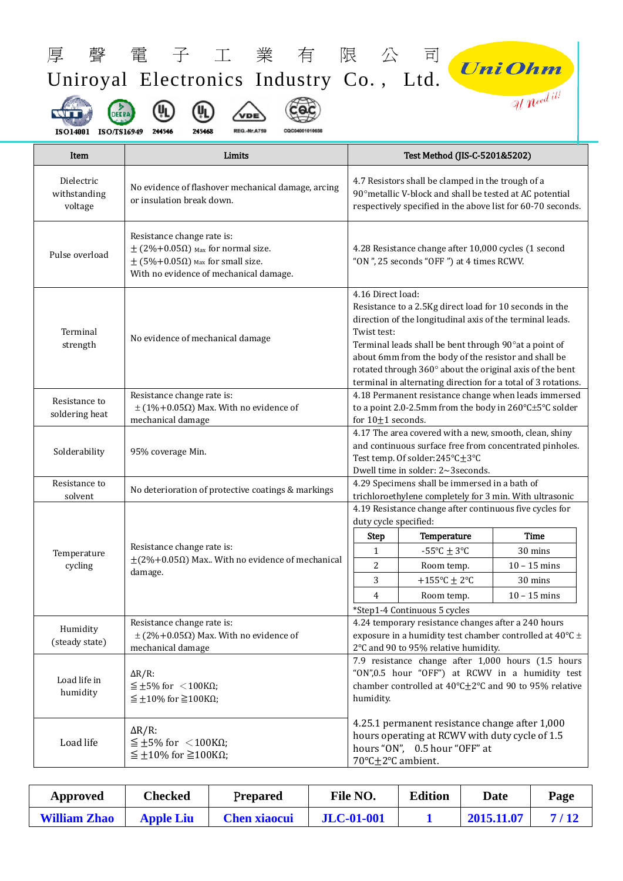厚　聲　電　子　工　業　有　限　公　司
Uniroyal Electronics Industry Co., Ltd.

| Item | Limits | Test Method (JIS-C-5201&5202) |
|---|---|---|
| Dielectric withstanding voltage | No evidence of flashover mechanical damage, arcing or insulation break down. | 4.7 Resistors shall be clamped in the trough of a 90°metallic V-block and shall be tested at AC potential respectively specified in the above list for 60-70 seconds. |
| Pulse overload | Resistance change rate is:<br>±(2%+0.05Ω) Max for normal size.<br>±(5%+0.05Ω) Max for small size.<br>With no evidence of mechanical damage. | 4.28 Resistance change after 10,000 cycles (1 second "ON", 25 seconds "OFF") at 4 times RCWV. |
| Terminal strength | No evidence of mechanical damage | 4.16 Direct load:<br>Resistance to a 2.5Kg direct load for 10 seconds in the direction of the longitudinal axis of the terminal leads.<br>Twist test:<br>Terminal leads shall be bent through 90°at a point of about 6mm from the body of the resistor and shall be rotated through 360° about the original axis of the bent terminal in alternating direction for a total of 3 rotations. |
| Resistance to soldering heat | Resistance change rate is:<br>±(1%+0.05Ω) Max. With no evidence of mechanical damage | 4.18 Permanent resistance change when leads immersed to a point 2.0-2.5mm from the body in 260℃±5℃ solder for 10±1 seconds. |
| Solderability | 95% coverage Min. | 4.17 The area covered with a new, smooth, clean, shiny and continuous surface free from concentrated pinholes.<br>Test temp. Of solder:245℃±3℃<br>Dwell time in solder: 2~3seconds. |
| Resistance to solvent | No deterioration of protective coatings & markings | 4.29 Specimens shall be immersed in a bath of trichloroethylene completely for 3 min. With ultrasonic |
| Temperature cycling | Resistance change rate is:<br>±(2%+0.05Ω) Max.. With no evidence of mechanical damage. | 4.19 Resistance change after continuous five cycles for duty cycle specified:<br>Step 1: -55℃ ± 3℃, 30 mins<br>Step 2: Room temp., 10 – 15 mins<br>Step 3: +155℃ ± 2℃, 30 mins<br>Step 4: Room temp., 10 – 15 mins<br>*Step1-4 Continuous 5 cycles |
| Humidity (steady state) | Resistance change rate is:<br>±(2%+0.05Ω) Max. With no evidence of mechanical damage | 4.24 temporary resistance changes after a 240 hours exposure in a humidity test chamber controlled at 40℃ ± 2℃ and 90 to 95% relative humidity. |
| Load life in humidity | ΔR/R:<br>≦±5% for ＜100KΩ;<br>≦±10% for ≧100KΩ; | 7.9 resistance change after 1,000 hours (1.5 hours "ON",0.5 hour "OFF") at RCWV in a humidity test chamber controlled at 40℃±2℃ and 90 to 95% relative humidity. |
| Load life | ΔR/R:<br>≦±5% for ＜100KΩ;<br>≦±10% for ≧100KΩ; | 4.25.1 permanent resistance change after 1,000 hours operating at RCWV with duty cycle of 1.5 hours "ON", 0.5 hour "OFF" at 70℃±2℃ ambient. |

| Approved | Checked | Prepared | File NO. | Edition | Date | Page |
|---|---|---|---|---|---|---|
| William Zhao | Apple Liu | Chen xiaocui | JLC-01-001 | 1 | 2015.11.07 | 7 / 12 |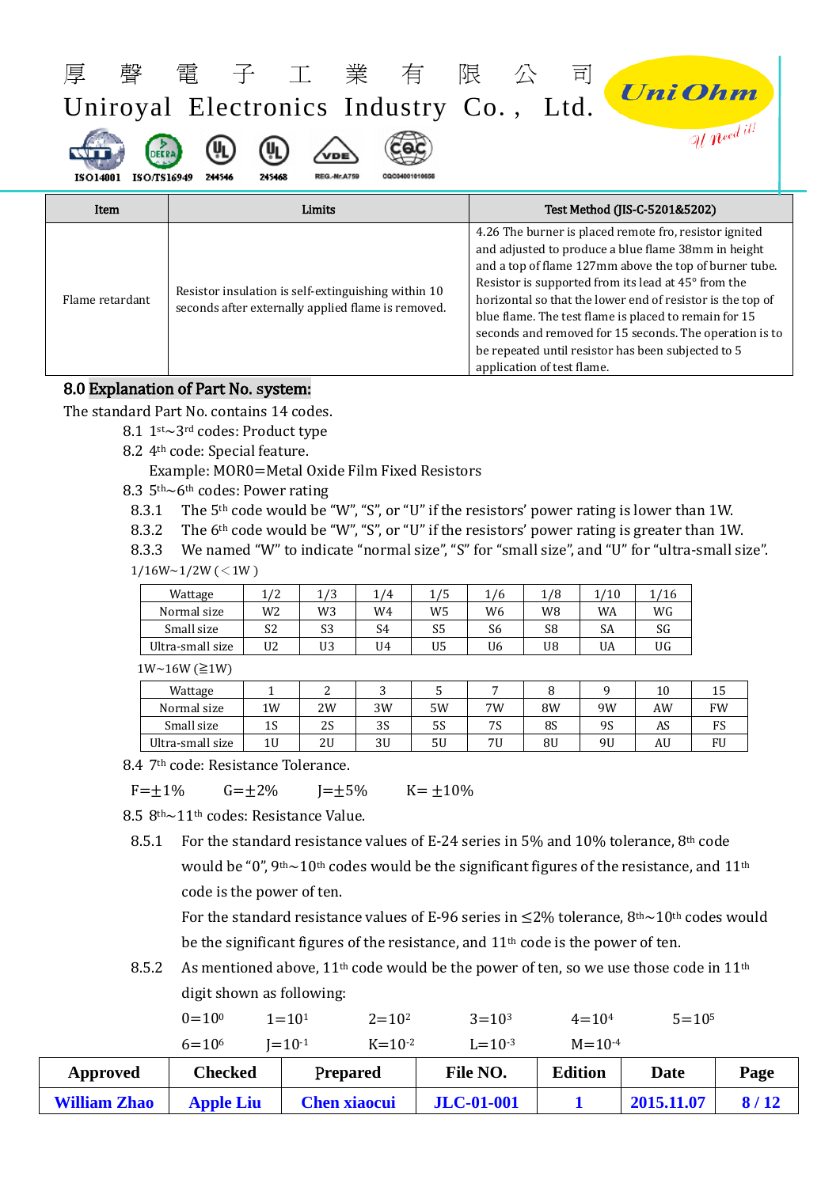| Item | Limits | Test Method (JIS-C-5201&5202) |
|---|---|---|
| Flame retardant | Resistor insulation is self-extinguishing within 10 seconds after externally applied flame is removed. | 4.26 The burner is placed remote fro, resistor ignited and adjusted to produce a blue flame 38mm in height and a top of flame 127mm above the top of burner tube. Resistor is supported from its lead at 45° from the horizontal so that the lower end of resistor is the top of blue flame. The test flame is placed to remain for 15 seconds and removed for 15 seconds. The operation is to be repeated until resistor has been subjected to 5 application of test flame. |

## 8.0 Explanation of Part No. system:

The standard Part No. contains 14 codes.

8.1 1st~3rd codes: Product type

8.2 4th code: Special feature.

Example: MOR0=Metal Oxide Film Fixed Resistors

8.3 5th~6th codes: Power rating

8.3.1 The 5th code would be "W", "S", or "U" if the resistors' power rating is lower than 1W.

8.3.2 The 6th code would be "W", "S", or "U" if the resistors' power rating is greater than 1W.

8.3.3 We named "W" to indicate "normal size", "S" for "small size", and "U" for "ultra-small size".

1/16W~1/2W (＜1W)

| Wattage | 1/2 | 1/3 | 1/4 | 1/5 | 1/6 | 1/8 | 1/10 | 1/16 |
|---|---|---|---|---|---|---|---|---|
| Normal size | W2 | W3 | W4 | W5 | W6 | W8 | WA | WG |
| Small size | S2 | S3 | S4 | S5 | S6 | S8 | SA | SG |
| Ultra-small size | U2 | U3 | U4 | U5 | U6 | U8 | UA | UG |

1W~16W (≧1W)

| Wattage | 1 | 2 | 3 | 5 | 7 | 8 | 9 | 10 | 15 |
|---|---|---|---|---|---|---|---|---|---|
| Normal size | 1W | 2W | 3W | 5W | 7W | 8W | 9W | AW | FW |
| Small size | 1S | 2S | 3S | 5S | 7S | 8S | 9S | AS | FS |
| Ultra-small size | 1U | 2U | 3U | 5U | 7U | 8U | 9U | AU | FU |

8.4 7th code: Resistance Tolerance.

F=±1%　　G=±2%　　J=±5%　　K= ±10%

8.5 8th~11th codes: Resistance Value.

8.5.1 For the standard resistance values of E-24 series in 5% and 10% tolerance, 8th code would be "0", 9th~10th codes would be the significant figures of the resistance, and 11th code is the power of ten.

For the standard resistance values of E-96 series in ≤2% tolerance, 8th~10th codes would be the significant figures of the resistance, and 11th code is the power of ten.

8.5.2 As mentioned above, 11th code would be the power of ten, so we use those code in 11th digit shown as following:

$0=10^0$　　$1=10^1$　　$2=10^2$　　$3=10^3$　　$4=10^4$　　$5=10^5$

$6=10^6$　　$J=10^{-1}$　　$K=10^{-2}$　　$L=10^{-3}$　　$M=10^{-4}$

| Approved | Checked | Prepared | File NO. | Edition | Date | Page |
|---|---|---|---|---|---|---|
| William Zhao | Apple Liu | Chen xiaocui | JLC-01-001 | 1 | 2015.11.07 | 8 / 12 |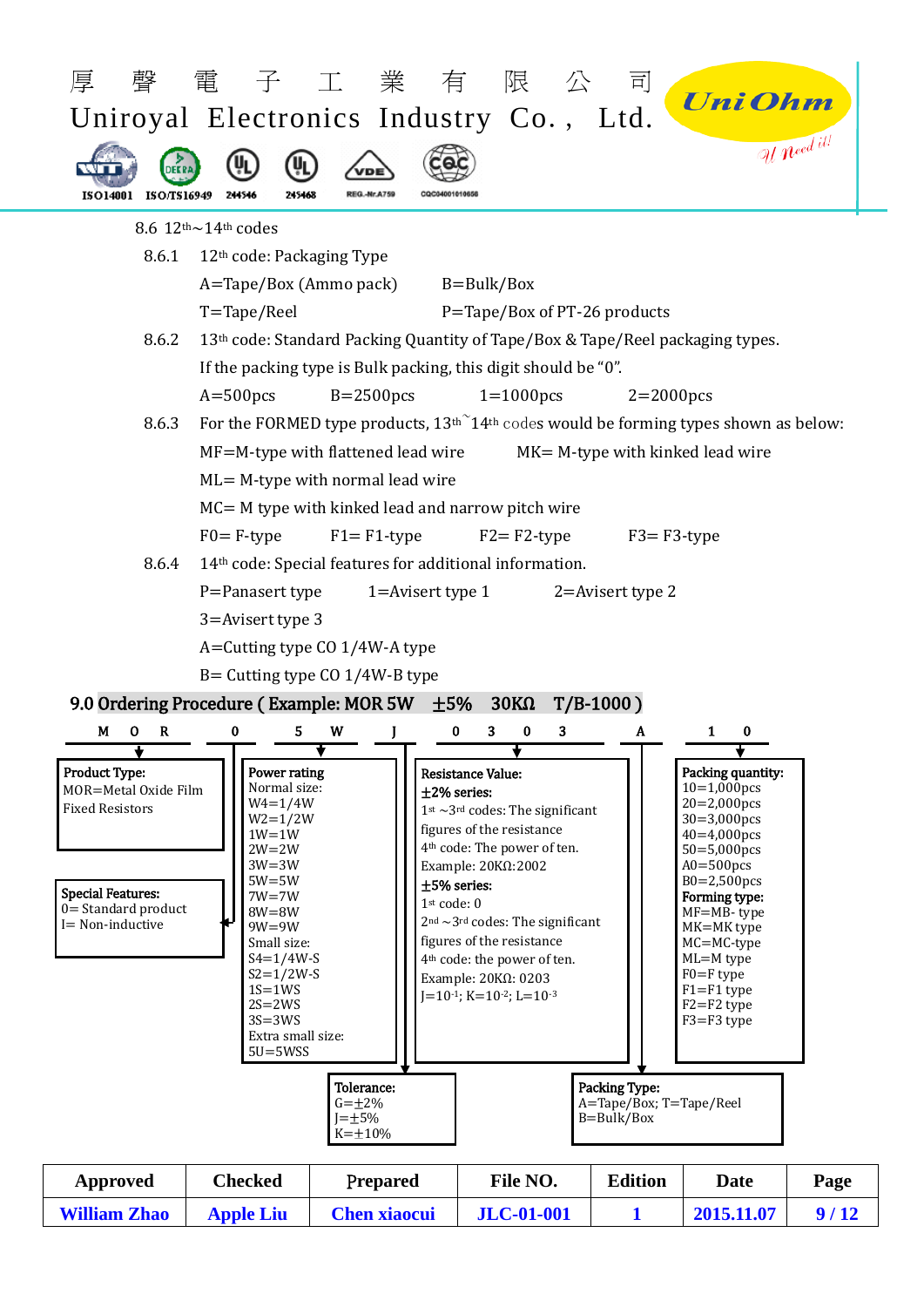8.6 $12^{th}$~$14^{th}$ codes

8.6.1 $12^{th}$ code: Packaging Type

A=Tape/Box (Ammo pack) B=Bulk/Box

T=Tape/Reel P=Tape/Box of PT-26 products

8.6.2 $13^{th}$ code: Standard Packing Quantity of Tape/Box & Tape/Reel packaging types.

If the packing type is Bulk packing, this digit should be "0".

A=500pcs B=2500pcs 1=1000pcs 2=2000pcs

8.6.3 For the FORMED type products, $13^{th}$~$14^{th}$ codes would be forming types shown as below:

MF=M-type with flattened lead wire MK= M-type with kinked lead wire

ML= M-type with normal lead wire

MC= M type with kinked lead and narrow pitch wire

F0= F-type F1= F1-type F2= F2-type F3= F3-type

8.6.4 $14^{th}$ code: Special features for additional information.

P=Panasert type 1=Avisert type 1 2=Avisert type 2

3=Avisert type 3

A=Cutting type CO 1/4W-A type

B= Cutting type CO 1/4W-B type

## 9.0 Ordering Procedure ( Example: MOR 5W ±5% 30KΩ T/B-1000 )

M O R 0 5 W J 0 3 0 3 A 1 0

**Product Type:**
MOR=Metal Oxide Film Fixed Resistors

**Special Features:**
0= Standard product
I= Non-inductive

**Power rating**
Normal size:
W4=1/4W
W2=1/2W
1W=1W
2W=2W
3W=3W
5W=5W
7W=7W
8W=8W
9W=9W
Small size:
S4=1/4W-S
S2=1/2W-S
1S=1WS
2S=2WS
3S=3WS
Extra small size:
5U=5WSS

**Tolerance:**
G=±2%
J=±5%
K=±10%

**Resistance Value:**
**±2% series:**
$1^{st}$ ~$3^{rd}$ codes: The significant figures of the resistance
$4^{th}$ code: The power of ten.
Example: 20KΩ:2002
**±5% series:**
$1^{st}$ code: 0
$2^{nd}$ ~$3^{rd}$ codes: The significant figures of the resistance
$4^{th}$ code: the power of ten.
Example: 20KΩ: 0203
J=$10^{-1}$; K=$10^{-2}$; L=$10^{-3}$

**Packing Type:**
A=Tape/Box; T=Tape/Reel
B=Bulk/Box

**Packing quantity:**
10=1,000pcs
20=2,000pcs
30=3,000pcs
40=4,000pcs
50=5,000pcs
A0=500pcs
B0=2,500pcs
**Forming type:**
MF=MB- type
MK=MK type
MC=MC-type
ML=M type
F0=F type
F1=F1 type
F2=F2 type
F3=F3 type

| Approved | Checked | Prepared | File NO. | Edition | Date | Page |
|---|---|---|---|---|---|---|
| William Zhao | Apple Liu | Chen xiaocui | JLC-01-001 | 1 | 2015.11.07 | 9 / 12 |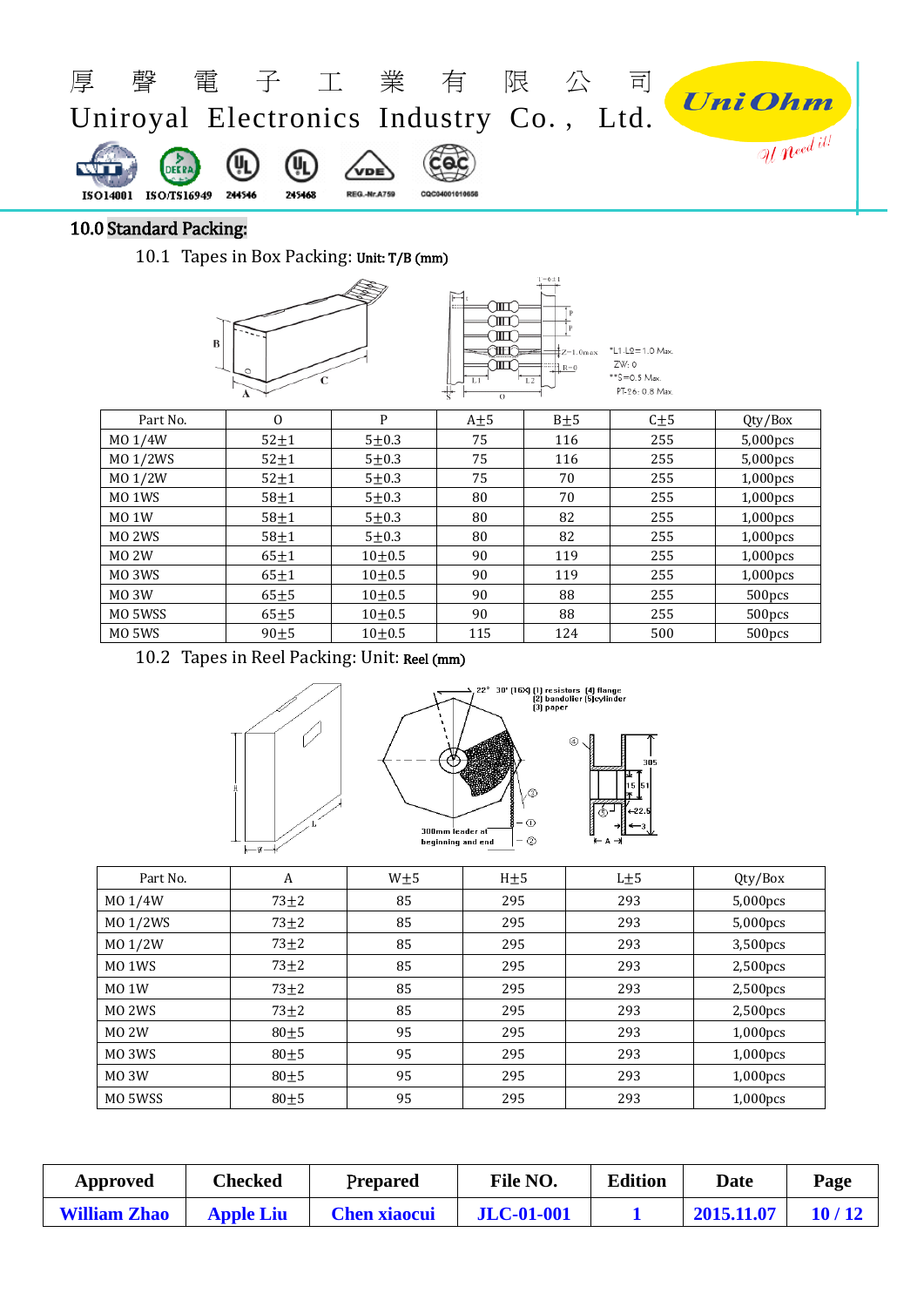## 10.0 Standard Packing:

### 10.1 Tapes in Box Packing: Unit: T/B (mm)

| Part No. | O | P | A±5 | B±5 | C±5 | Qty/Box |
|---|---|---|---|---|---|---|
| MO 1/4W | 52±1 | 5±0.3 | 75 | 116 | 255 | 5,000pcs |
| MO 1/2WS | 52±1 | 5±0.3 | 75 | 116 | 255 | 5,000pcs |
| MO 1/2W | 52±1 | 5±0.3 | 75 | 70 | 255 | 1,000pcs |
| MO 1WS | 58±1 | 5±0.3 | 80 | 70 | 255 | 1,000pcs |
| MO 1W | 58±1 | 5±0.3 | 80 | 82 | 255 | 1,000pcs |
| MO 2WS | 58±1 | 5±0.3 | 80 | 82 | 255 | 1,000pcs |
| MO 2W | 65±1 | 10±0.5 | 90 | 119 | 255 | 1,000pcs |
| MO 3WS | 65±1 | 10±0.5 | 90 | 119 | 255 | 1,000pcs |
| MO 3W | 65±5 | 10±0.5 | 90 | 88 | 255 | 500pcs |
| MO 5WSS | 65±5 | 10±0.5 | 90 | 88 | 255 | 500pcs |
| MO 5WS | 90±5 | 10±0.5 | 115 | 124 | 500 | 500pcs |

### 10.2 Tapes in Reel Packing: Unit: Reel (mm)

| Part No. | A | W±5 | H±5 | L±5 | Qty/Box |
|---|---|---|---|---|---|
| MO 1/4W | 73±2 | 85 | 295 | 293 | 5,000pcs |
| MO 1/2WS | 73±2 | 85 | 295 | 293 | 5,000pcs |
| MO 1/2W | 73±2 | 85 | 295 | 293 | 3,500pcs |
| MO 1WS | 73±2 | 85 | 295 | 293 | 2,500pcs |
| MO 1W | 73±2 | 85 | 295 | 293 | 2,500pcs |
| MO 2WS | 73±2 | 85 | 295 | 293 | 2,500pcs |
| MO 2W | 80±5 | 95 | 295 | 293 | 1,000pcs |
| MO 3WS | 80±5 | 95 | 295 | 293 | 1,000pcs |
| MO 3W | 80±5 | 95 | 295 | 293 | 1,000pcs |
| MO 5WSS | 80±5 | 95 | 295 | 293 | 1,000pcs |

| Approved | Checked | Prepared | File NO. | Edition | Date | Page |
|---|---|---|---|---|---|---|
| William Zhao | Apple Liu | Chen xiaocui | JLC-01-001 | 1 | 2015.11.07 | 10 / 12 |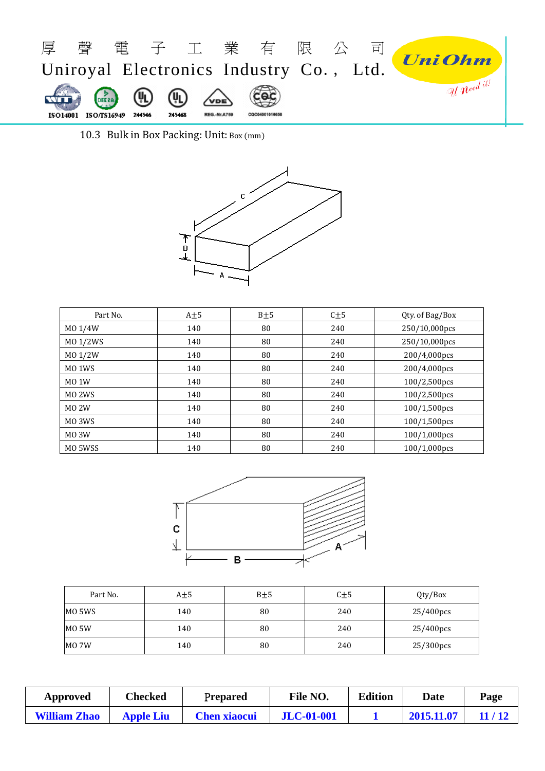10.3 Bulk in Box Packing: Unit: Box (mm)

| Part No. | A±5 | B±5 | C±5 | Qty. of Bag/Box |
|---|---|---|---|---|
| MO 1/4W | 140 | 80 | 240 | 250/10,000pcs |
| MO 1/2WS | 140 | 80 | 240 | 250/10,000pcs |
| MO 1/2W | 140 | 80 | 240 | 200/4,000pcs |
| MO 1WS | 140 | 80 | 240 | 200/4,000pcs |
| MO 1W | 140 | 80 | 240 | 100/2,500pcs |
| MO 2WS | 140 | 80 | 240 | 100/2,500pcs |
| MO 2W | 140 | 80 | 240 | 100/1,500pcs |
| MO 3WS | 140 | 80 | 240 | 100/1,500pcs |
| MO 3W | 140 | 80 | 240 | 100/1,000pcs |
| MO 5WSS | 140 | 80 | 240 | 100/1,000pcs |

| Part No. | A±5 | B±5 | C±5 | Qty/Box |
|---|---|---|---|---|
| MO 5WS | 140 | 80 | 240 | 25/400pcs |
| MO 5W | 140 | 80 | 240 | 25/400pcs |
| MO 7W | 140 | 80 | 240 | 25/300pcs |

| Approved | Checked | Prepared | File NO. | Edition | Date | Page |
|---|---|---|---|---|---|---|
| William Zhao | Apple Liu | Chen xiaocui | JLC-01-001 | 1 | 2015.11.07 | 11 / 12 |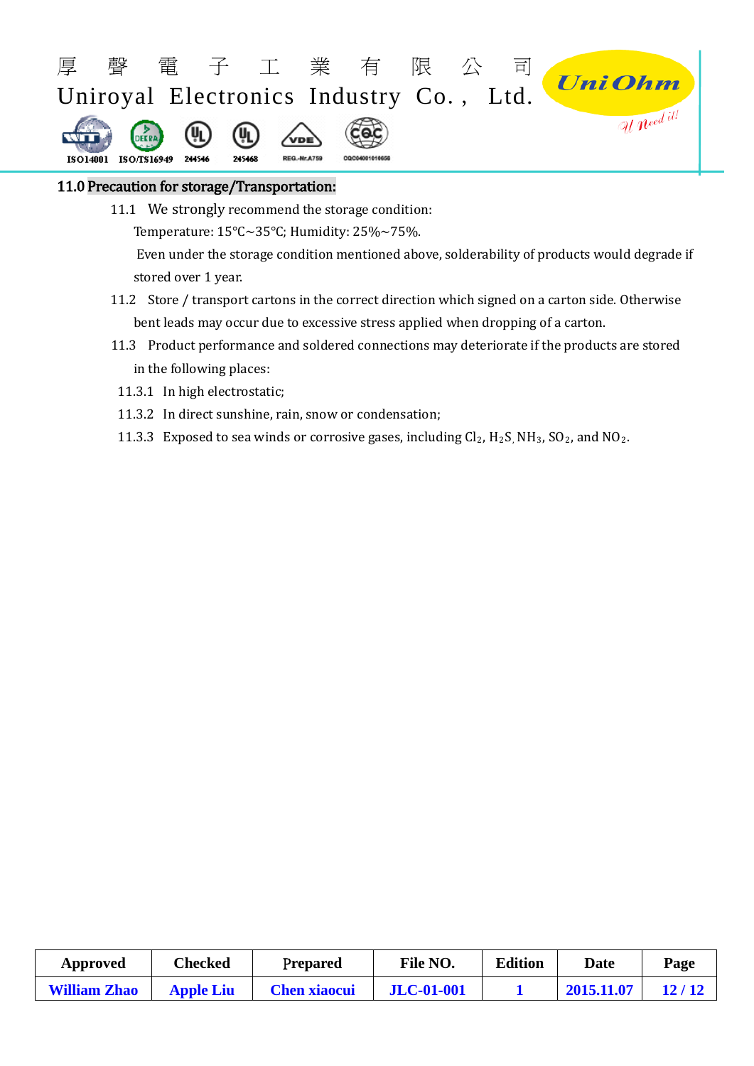## 11.0 Precaution for storage/Transportation:

11.1 We strongly recommend the storage condition:

Temperature: 15℃~35℃; Humidity: 25%~75%.

Even under the storage condition mentioned above, solderability of products would degrade if stored over 1 year.

11.2 Store / transport cartons in the correct direction which signed on a carton side. Otherwise bent leads may occur due to excessive stress applied when dropping of a carton.

11.3 Product performance and soldered connections may deteriorate if the products are stored in the following places:

11.3.1 In high electrostatic;

11.3.2 In direct sunshine, rain, snow or condensation;

11.3.3 Exposed to sea winds or corrosive gases, including $Cl_2$, $H_2S$, $NH_3$, $SO_2$, and $NO_2$.

| Approved | Checked | Prepared | File NO. | Edition | Date | Page |
|---|---|---|---|---|---|---|
| William Zhao | Apple Liu | Chen xiaocui | JLC-01-001 | 1 | 2015.11.07 | 12 / 12 |